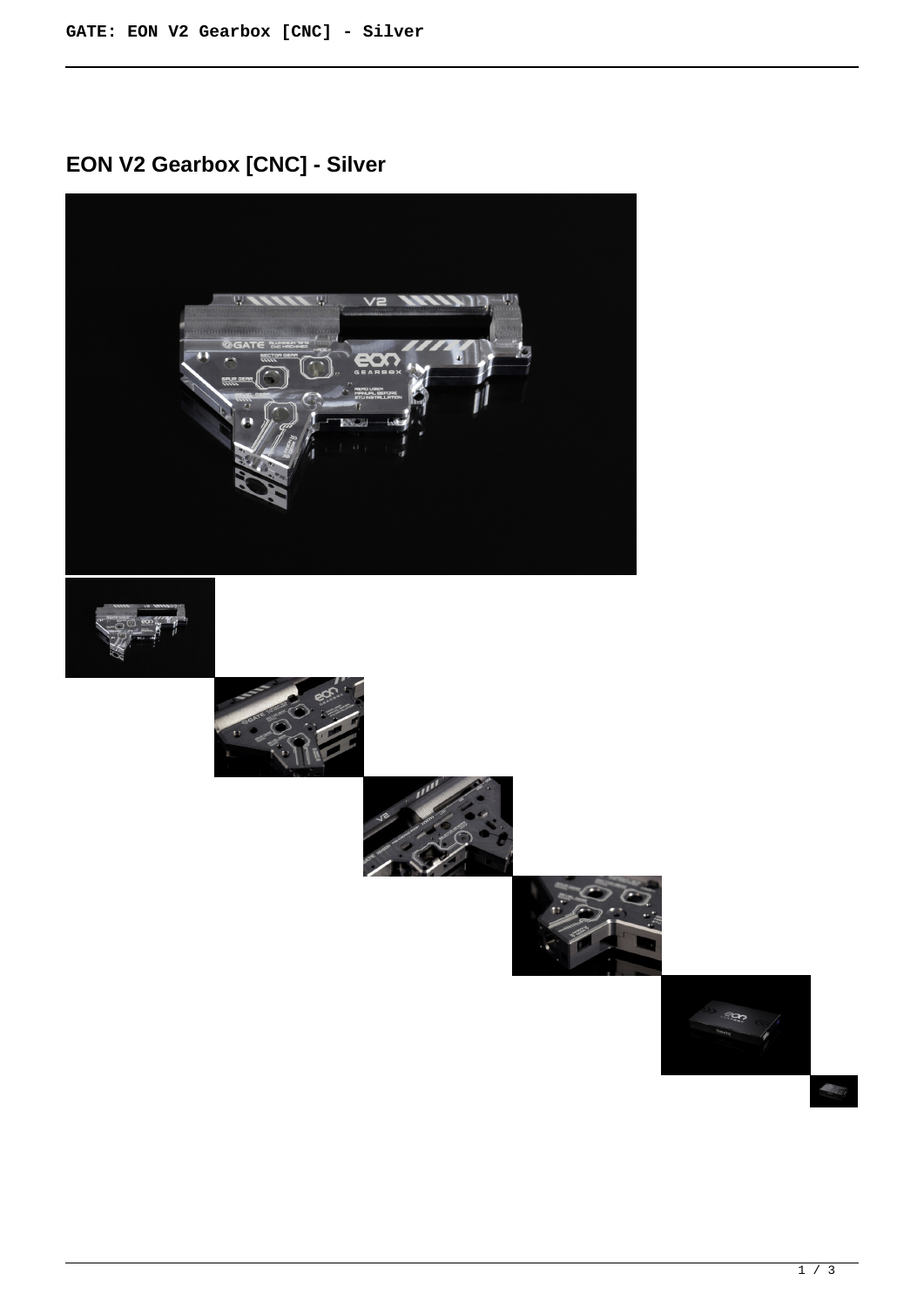# EON V2 Gearbox [CNC] - Silver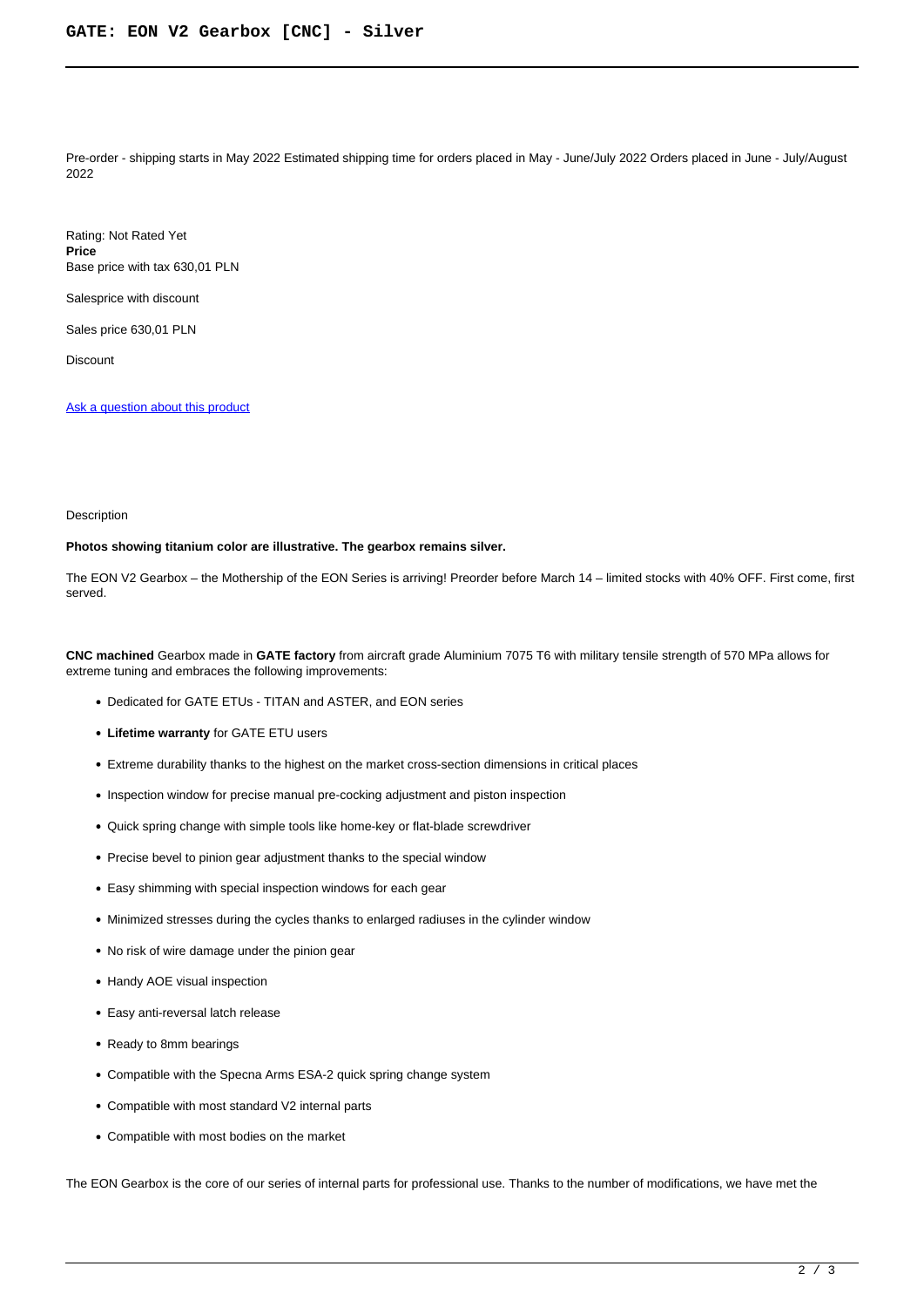# GATE: EON V2 Gearbox [CNC] - Silver

Pre-order - shipping starts in May 2022 Estimated shipping time for orders placed in May - June/July 2022 Orders placed in June - July/August 2022

Rating: Not Rated Yet
**Price**
Base price with tax 630,01 PLN

Salesprice with discount

Sales price 630,01 PLN

Discount

[Ask a question about this product]

Description

**Photos showing titanium color are illustrative. The gearbox remains silver.**

The EON V2 Gearbox – the Mothership of the EON Series is arriving! Preorder before March 14 – limited stocks with 40% OFF. First come, first served.

**CNC machined** Gearbox made in **GATE factory** from aircraft grade Aluminium 7075 T6 with military tensile strength of 570 MPa allows for extreme tuning and embraces the following improvements:

- Dedicated for GATE ETUs - TITAN and ASTER, and EON series
- **Lifetime warranty** for GATE ETU users
- Extreme durability thanks to the highest on the market cross-section dimensions in critical places
- Inspection window for precise manual pre-cocking adjustment and piston inspection
- Quick spring change with simple tools like home-key or flat-blade screwdriver
- Precise bevel to pinion gear adjustment thanks to the special window
- Easy shimming with special inspection windows for each gear
- Minimized stresses during the cycles thanks to enlarged radiuses in the cylinder window
- No risk of wire damage under the pinion gear
- Handy AOE visual inspection
- Easy anti-reversal latch release
- Ready to 8mm bearings
- Compatible with the Specna Arms ESA-2 quick spring change system
- Compatible with most standard V2 internal parts
- Compatible with most bodies on the market

The EON Gearbox is the core of our series of internal parts for professional use. Thanks to the number of modifications, we have met the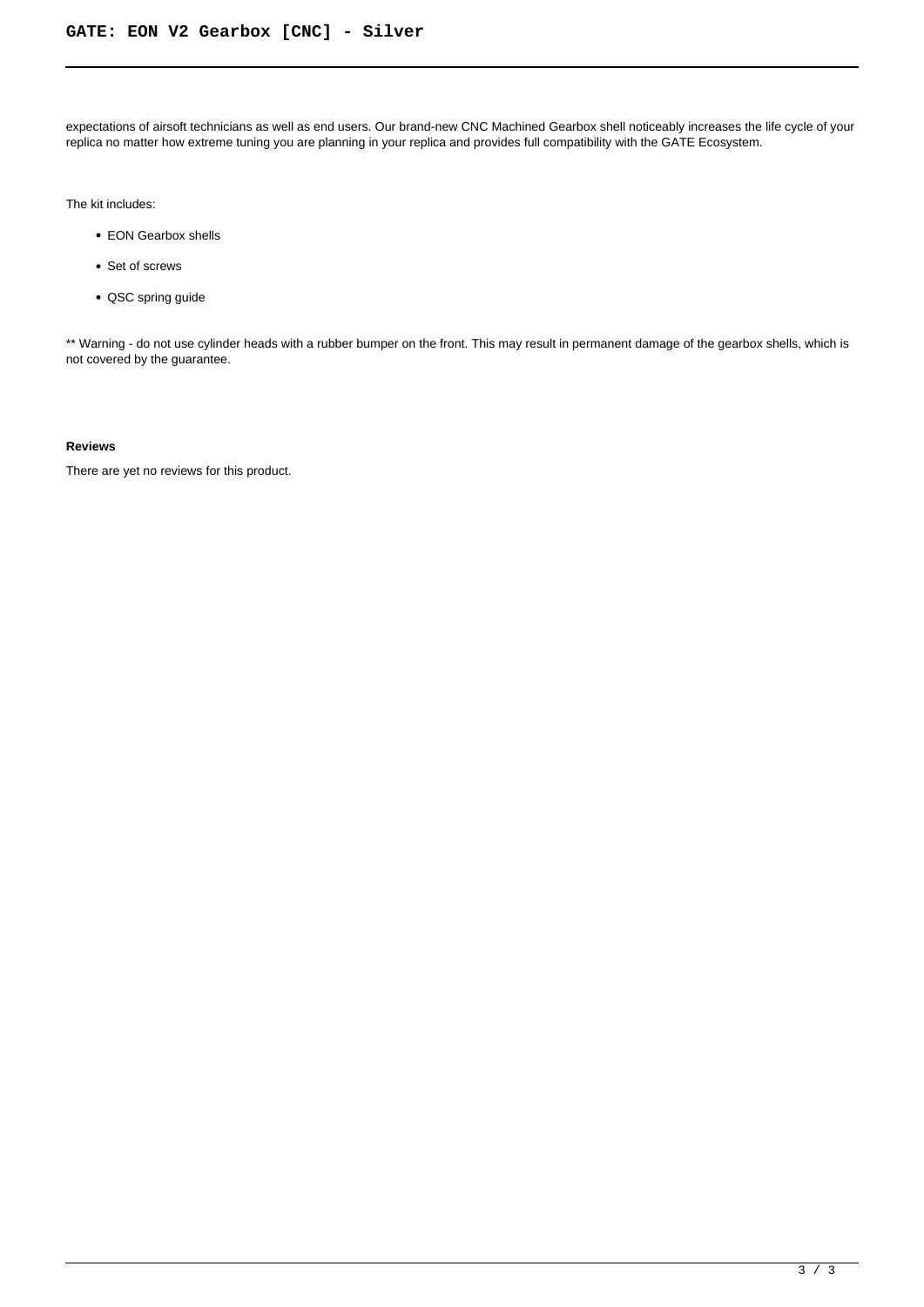expectations of airsoft technicians as well as end users. Our brand-new CNC Machined Gearbox shell noticeably increases the life cycle of your replica no matter how extreme tuning you are planning in your replica and provides full compatibility with the GATE Ecosystem.

The kit includes:

- EON Gearbox shells
- Set of screws
- QSC spring guide

** Warning - do not use cylinder heads with a rubber bumper on the front. This may result in permanent damage of the gearbox shells, which is not covered by the guarantee.

**Reviews**

There are yet no reviews for this product.